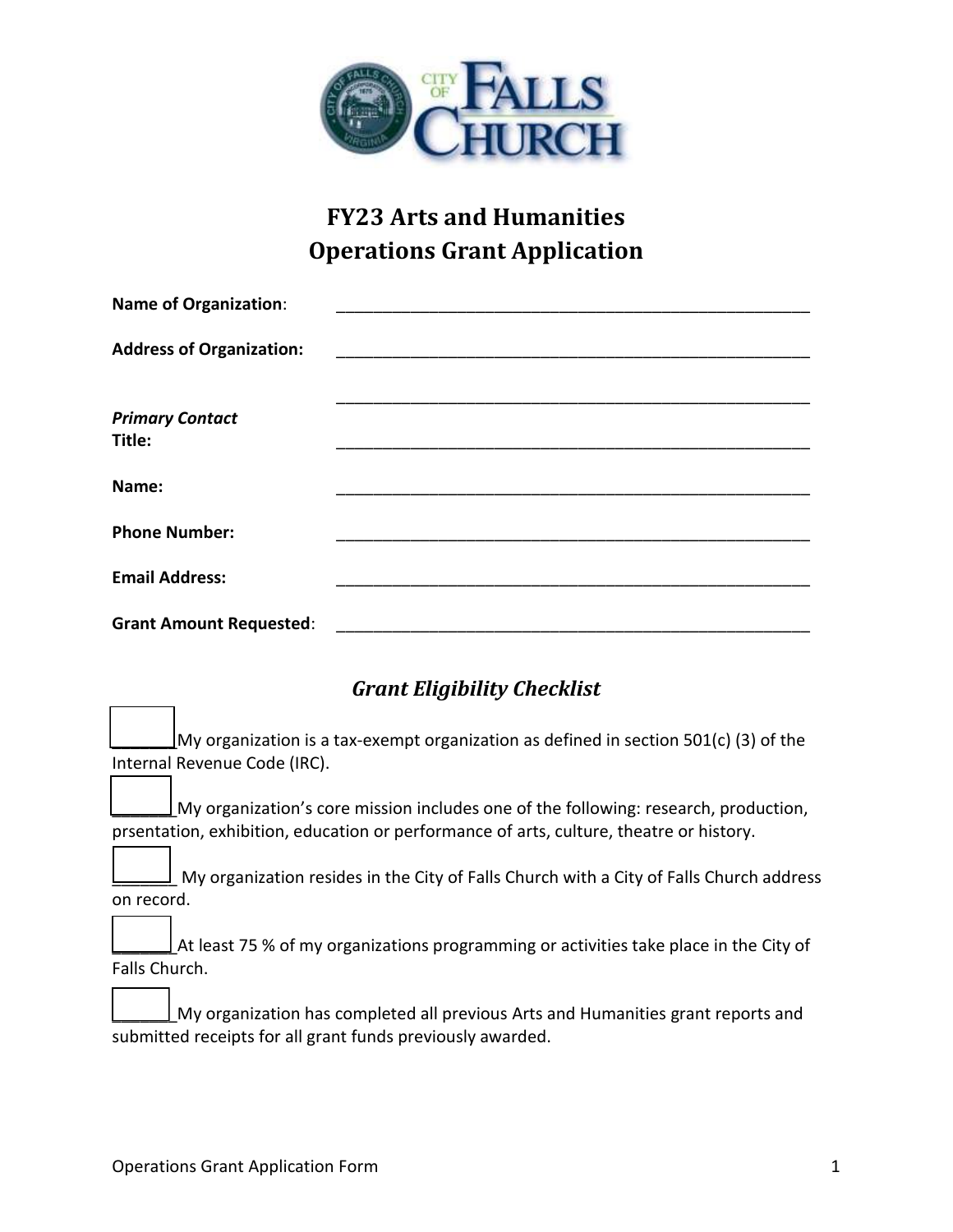# FY23 Arts and Humanities Operations Grant Application

**Name of Organization**: \_\_\_\_\_\_\_\_\_\_\_\_\_\_\_\_\_\_\_\_\_\_\_\_\_\_\_\_\_\_\_\_\_\_\_\_\_\_\_\_\_\_\_\_\_\_\_\_\_\_\_\_

**Address of Organization:** \_\_\_\_\_\_\_\_\_\_\_\_\_\_\_\_\_\_\_\_\_\_\_\_\_\_\_\_\_\_\_\_\_\_\_\_\_\_\_\_\_\_\_\_\_\_\_\_\_\_\_\_

\_\_\_\_\_\_\_\_\_\_\_\_\_\_\_\_\_\_\_\_\_\_\_\_\_\_\_\_\_\_\_\_\_\_\_\_\_\_\_\_\_\_\_\_\_\_\_\_\_\_\_\_

***Primary Contact***

**Title:** \_\_\_\_\_\_\_\_\_\_\_\_\_\_\_\_\_\_\_\_\_\_\_\_\_\_\_\_\_\_\_\_\_\_\_\_\_\_\_\_\_\_\_\_\_\_\_\_\_\_\_\_

**Name:** \_\_\_\_\_\_\_\_\_\_\_\_\_\_\_\_\_\_\_\_\_\_\_\_\_\_\_\_\_\_\_\_\_\_\_\_\_\_\_\_\_\_\_\_\_\_\_\_\_\_\_\_

**Phone Number:** \_\_\_\_\_\_\_\_\_\_\_\_\_\_\_\_\_\_\_\_\_\_\_\_\_\_\_\_\_\_\_\_\_\_\_\_\_\_\_\_\_\_\_\_\_\_\_\_\_\_\_\_

**Email Address:** \_\_\_\_\_\_\_\_\_\_\_\_\_\_\_\_\_\_\_\_\_\_\_\_\_\_\_\_\_\_\_\_\_\_\_\_\_\_\_\_\_\_\_\_\_\_\_\_\_\_\_\_

**Grant Amount Requested**: \_\_\_\_\_\_\_\_\_\_\_\_\_\_\_\_\_\_\_\_\_\_\_\_\_\_\_\_\_\_\_\_\_\_\_\_\_\_\_\_\_\_\_\_\_\_\_\_\_\_\_\_

## *Grant Eligibility Checklist*

☐ My organization is a tax-exempt organization as defined in section 501(c) (3) of the Internal Revenue Code (IRC).

☐ My organization's core mission includes one of the following: research, production, prsentation, exhibition, education or performance of arts, culture, theatre or history.

☐ My organization resides in the City of Falls Church with a City of Falls Church address on record.

☐ At least 75 % of my organizations programming or activities take place in the City of Falls Church.

☐ My organization has completed all previous Arts and Humanities grant reports and submitted receipts for all grant funds previously awarded.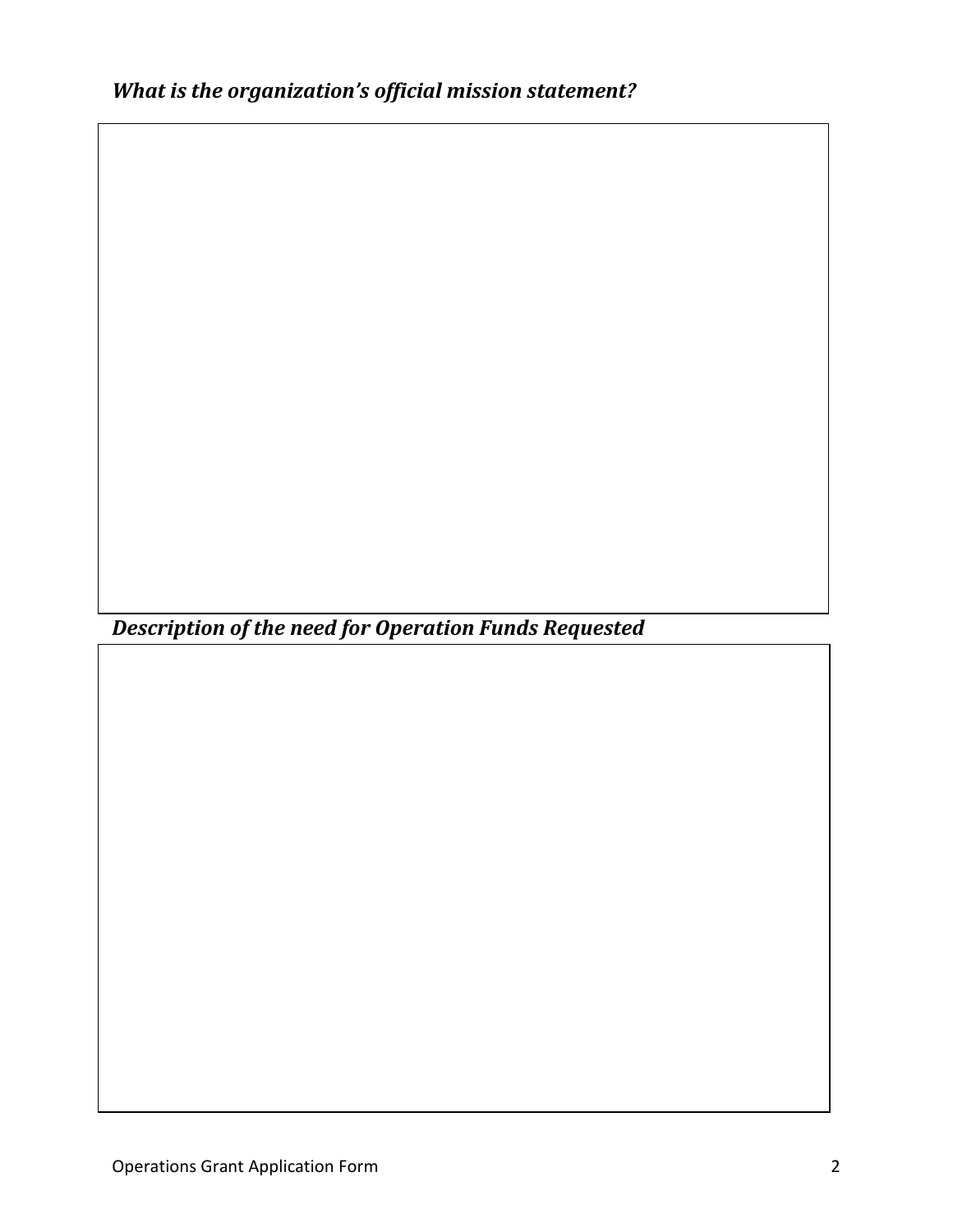***What is the organization's official mission statement?***

***Description of the need for Operation Funds Requested***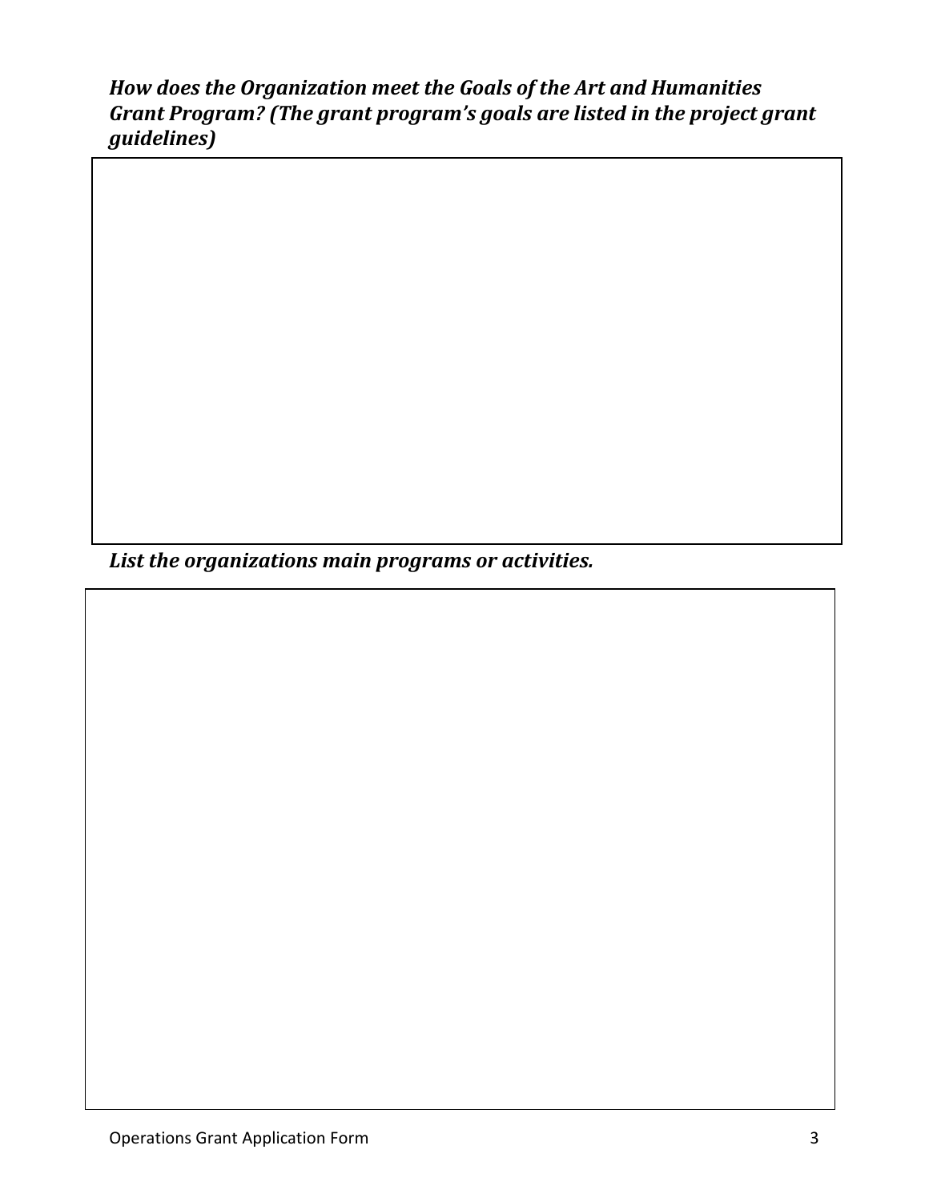***How does the Organization meet the Goals of the Art and Humanities Grant Program? (The grant program's goals are listed in the project grant guidelines)***

***List the organizations main programs or activities.***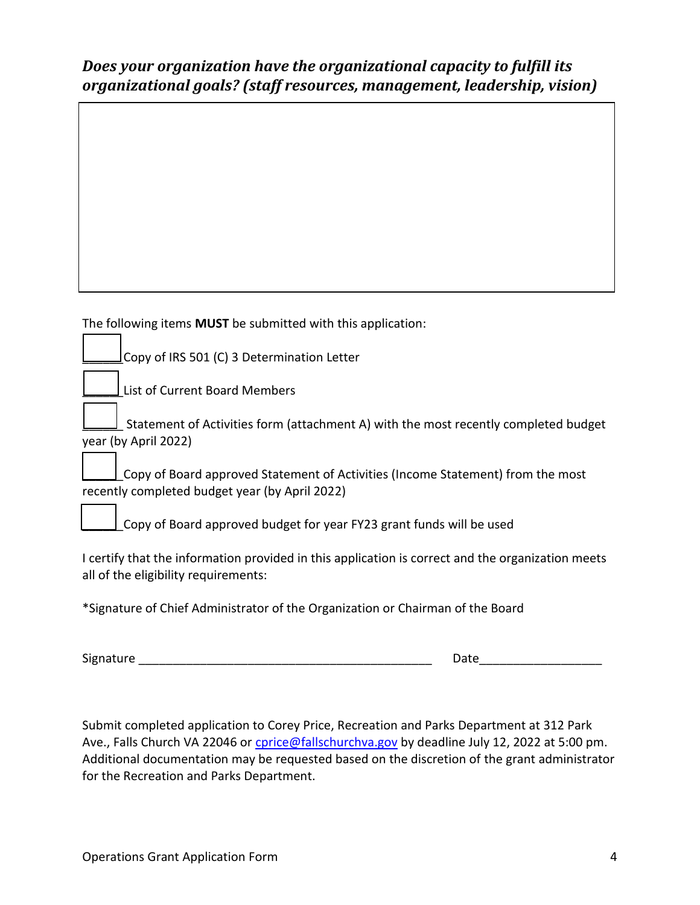***Does your organization have the organizational capacity to fulfill its organizational goals? (staff resources, management, leadership, vision)***

The following items **MUST** be submitted with this application:

☐ Copy of IRS 501 (C) 3 Determination Letter

☐ List of Current Board Members

☐ Statement of Activities form (attachment A) with the most recently completed budget year (by April 2022)

☐ Copy of Board approved Statement of Activities (Income Statement) from the most recently completed budget year (by April 2022)

☐ Copy of Board approved budget for year FY23 grant funds will be used

I certify that the information provided in this application is correct and the organization meets all of the eligibility requirements:

*Signature of Chief Administrator of the Organization or Chairman of the Board

Signature ____________________________________________ Date__________________

Submit completed application to Corey Price, Recreation and Parks Department at 312 Park Ave., Falls Church VA 22046 or cprice@fallschurchva.gov by deadline July 12, 2022 at 5:00 pm. Additional documentation may be requested based on the discretion of the grant administrator for the Recreation and Parks Department.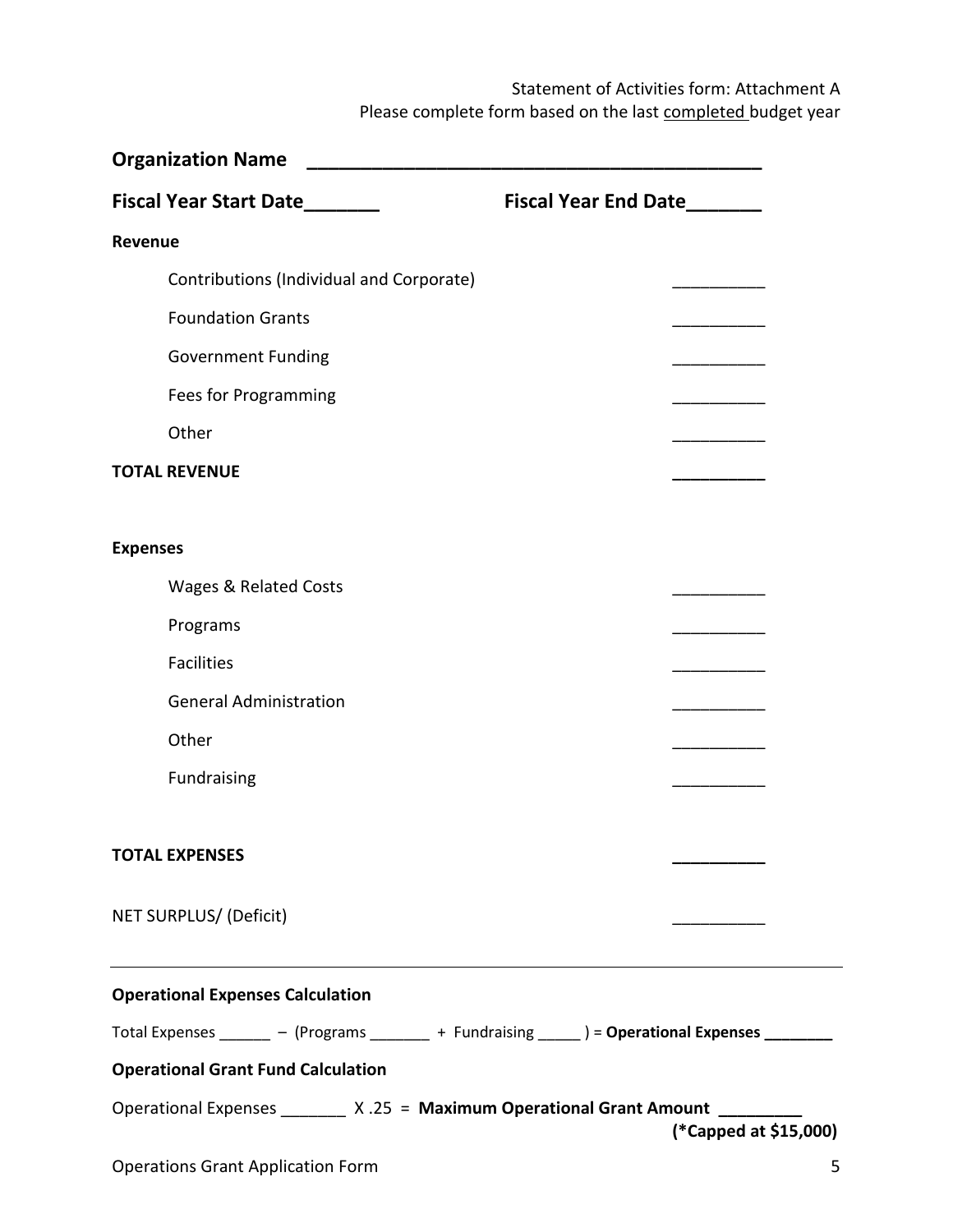Statement of Activities form: Attachment A
Please complete form based on the last completed budget year

**Organization Name ____________________________________________**

**Fiscal Year Start Date_______** **Fiscal Year End Date_______**

**Revenue**

| | |
|---|---|
| Contributions (Individual and Corporate) | __________ |
| Foundation Grants | __________ |
| Government Funding | __________ |
| Fees for Programming | __________ |
| Other | __________ |
| **TOTAL REVENUE** | __________ |

**Expenses**

| | |
|---|---|
| Wages & Related Costs | __________ |
| Programs | __________ |
| Facilities | __________ |
| General Administration | __________ |
| Other | __________ |
| Fundraising | __________ |
| **TOTAL EXPENSES** | __________ |
| NET SURPLUS/ (Deficit) | __________ |

---

**Operational Expenses Calculation**

Total Expenses ______ – (Programs _______ + Fundraising _____ ) = **Operational Expenses ________**

**Operational Grant Fund Calculation**

Operational Expenses _______ X .25 = **Maximum Operational Grant Amount _________**
**(*Capped at $15,000)**

Operations Grant Application Form